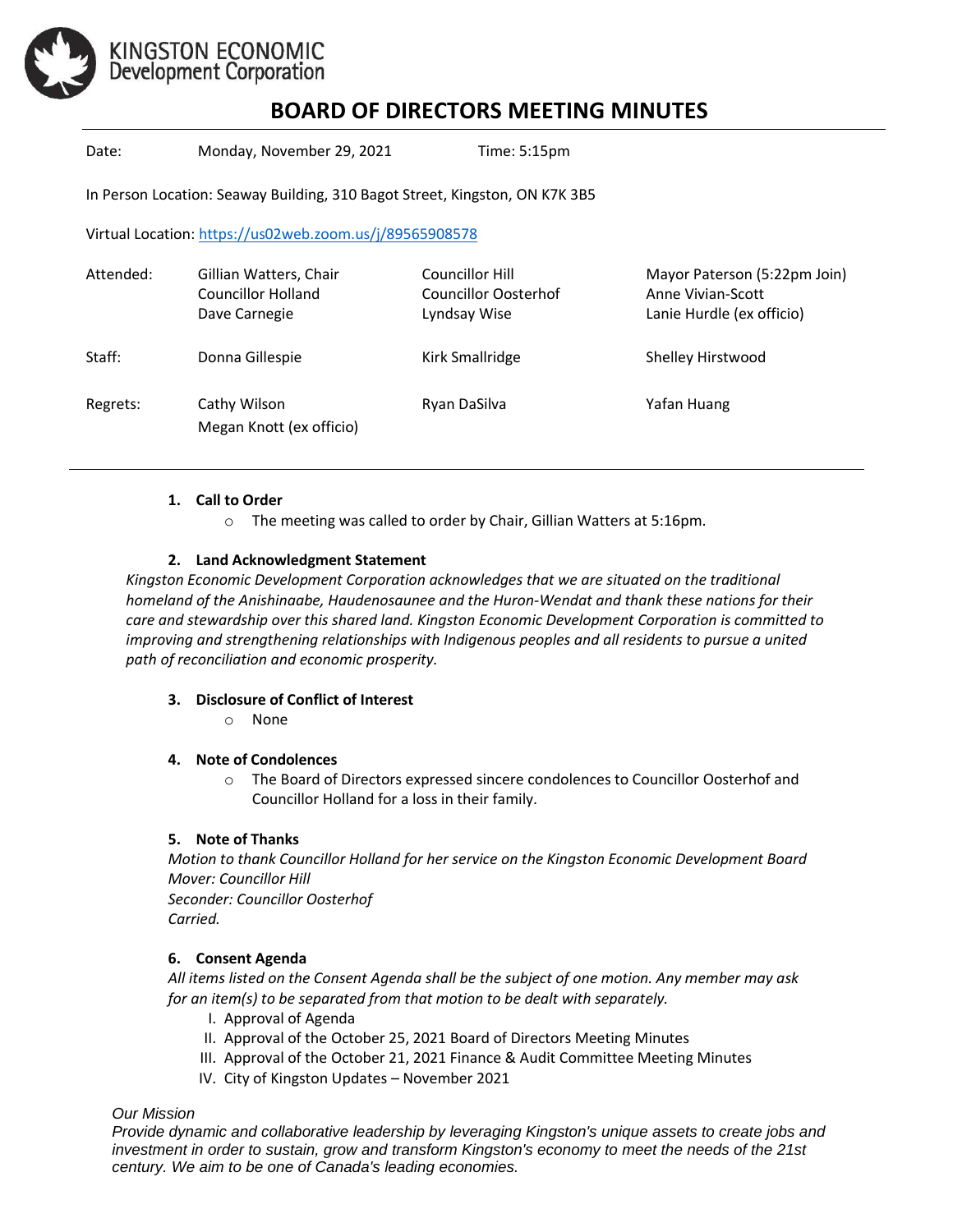KINGSTON ECONOMIC Development Corporation

# BOARD OF DIRECTORS MEETING MINUTES

| | | | |
|---|---|---|---|
| Date: | Monday, November 29, 2021 | Time: 5:15pm | |

In Person Location: Seaway Building, 310 Bagot Street, Kingston, ON K7K 3B5

Virtual Location: https://us02web.zoom.us/j/89565908578

| | | | |
|---|---|---|---|
| Attended: | Gillian Watters, Chair<br>Councillor Holland<br>Dave Carnegie | Councillor Hill<br>Councillor Oosterhof<br>Lyndsay Wise | Mayor Paterson (5:22pm Join)<br>Anne Vivian-Scott<br>Lanie Hurdle (ex officio) |
| Staff: | Donna Gillespie | Kirk Smallridge | Shelley Hirstwood |
| Regrets: | Cathy Wilson<br>Megan Knott (ex officio) | Ryan DaSilva | Yafan Huang |

1. **Call to Order**
   - The meeting was called to order by Chair, Gillian Watters at 5:16pm.

2. **Land Acknowledgment Statement**

*Kingston Economic Development Corporation acknowledges that we are situated on the traditional homeland of the Anishinaabe, Haudenosaunee and the Huron-Wendat and thank these nations for their care and stewardship over this shared land. Kingston Economic Development Corporation is committed to improving and strengthening relationships with Indigenous peoples and all residents to pursue a united path of reconciliation and economic prosperity.*

3. **Disclosure of Conflict of Interest**
   - None

4. **Note of Condolences**
   - The Board of Directors expressed sincere condolences to Councillor Oosterhof and Councillor Holland for a loss in their family.

5. **Note of Thanks**

*Motion to thank Councillor Holland for her service on the Kingston Economic Development Board*
*Mover: Councillor Hill*
*Seconder: Councillor Oosterhof*
*Carried.*

6. **Consent Agenda**

*All items listed on the Consent Agenda shall be the subject of one motion. Any member may ask for an item(s) to be separated from that motion to be dealt with separately.*

   I. Approval of Agenda
   II. Approval of the October 25, 2021 Board of Directors Meeting Minutes
   III. Approval of the October 21, 2021 Finance & Audit Committee Meeting Minutes
   IV. City of Kingston Updates – November 2021

*Our Mission*
*Provide dynamic and collaborative leadership by leveraging Kingston's unique assets to create jobs and investment in order to sustain, grow and transform Kingston's economy to meet the needs of the 21st century. We aim to be one of Canada's leading economies.*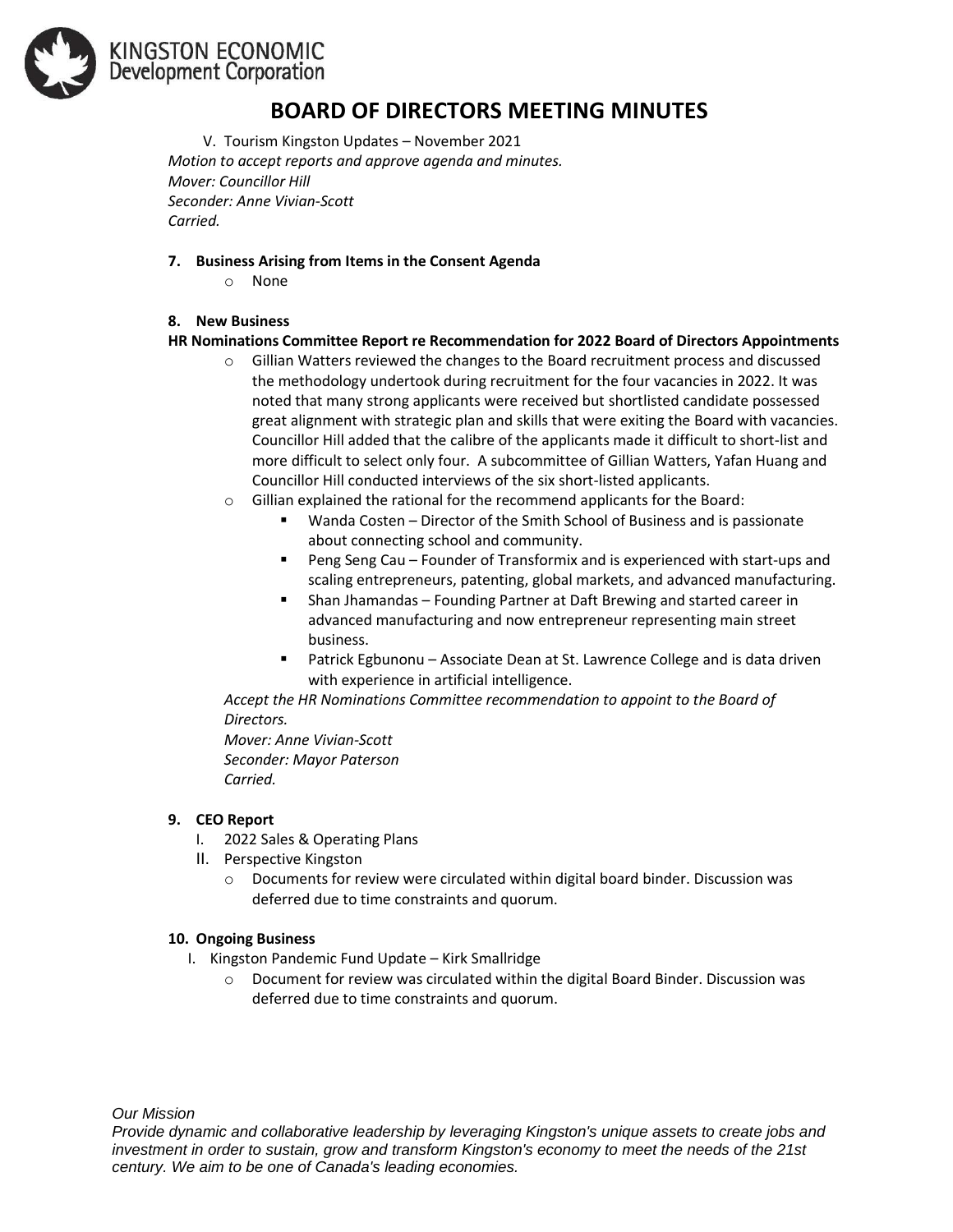# BOARD OF DIRECTORS MEETING MINUTES

V. Tourism Kingston Updates – November 2021

*Motion to accept reports and approve agenda and minutes.*
*Mover: Councillor Hill*
*Seconder: Anne Vivian-Scott*
*Carried.*

**7. Business Arising from Items in the Consent Agenda**

- None

**8. New Business**

**HR Nominations Committee Report re Recommendation for 2022 Board of Directors Appointments**

- Gillian Watters reviewed the changes to the Board recruitment process and discussed the methodology undertook during recruitment for the four vacancies in 2022. It was noted that many strong applicants were received but shortlisted candidate possessed great alignment with strategic plan and skills that were exiting the Board with vacancies. Councillor Hill added that the calibre of the applicants made it difficult to short-list and more difficult to select only four. A subcommittee of Gillian Watters, Yafan Huang and Councillor Hill conducted interviews of the six short-listed applicants.
- Gillian explained the rational for the recommend applicants for the Board:
  - Wanda Costen – Director of the Smith School of Business and is passionate about connecting school and community.
  - Peng Seng Cau – Founder of Transformix and is experienced with start-ups and scaling entrepreneurs, patenting, global markets, and advanced manufacturing.
  - Shan Jhamandas – Founding Partner at Daft Brewing and started career in advanced manufacturing and now entrepreneur representing main street business.
  - Patrick Egbunonu – Associate Dean at St. Lawrence College and is data driven with experience in artificial intelligence.

*Accept the HR Nominations Committee recommendation to appoint to the Board of Directors.*
*Mover: Anne Vivian-Scott*
*Seconder: Mayor Paterson*
*Carried.*

**9. CEO Report**

I. 2022 Sales & Operating Plans
II. Perspective Kingston
   - Documents for review were circulated within digital board binder. Discussion was deferred due to time constraints and quorum.

**10. Ongoing Business**

I. Kingston Pandemic Fund Update – Kirk Smallridge
   - Document for review was circulated within the digital Board Binder. Discussion was deferred due to time constraints and quorum.

*Our Mission*
*Provide dynamic and collaborative leadership by leveraging Kingston's unique assets to create jobs and investment in order to sustain, grow and transform Kingston's economy to meet the needs of the 21st century. We aim to be one of Canada's leading economies.*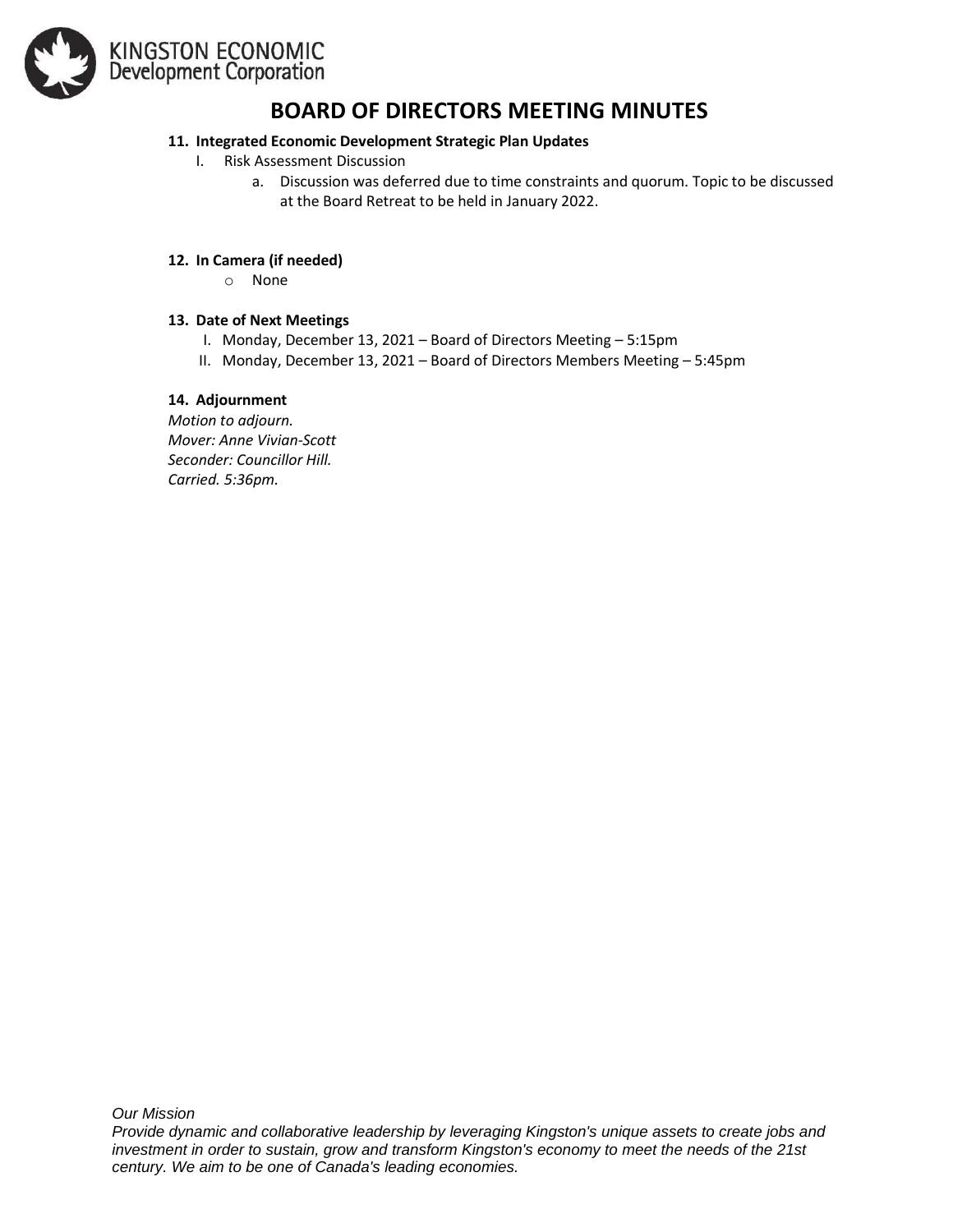# BOARD OF DIRECTORS MEETING MINUTES

**11. Integrated Economic Development Strategic Plan Updates**

I. Risk Assessment Discussion

a. Discussion was deferred due to time constraints and quorum. Topic to be discussed at the Board Retreat to be held in January 2022.

**12. In Camera (if needed)**

- None

**13. Date of Next Meetings**

I. Monday, December 13, 2021 – Board of Directors Meeting – 5:15pm

II. Monday, December 13, 2021 – Board of Directors Members Meeting – 5:45pm

**14. Adjournment**

*Motion to adjourn.*
*Mover: Anne Vivian-Scott*
*Seconder: Councillor Hill.*
*Carried. 5:36pm.*

*Our Mission*
*Provide dynamic and collaborative leadership by leveraging Kingston's unique assets to create jobs and investment in order to sustain, grow and transform Kingston's economy to meet the needs of the 21st century. We aim to be one of Canada's leading economies.*